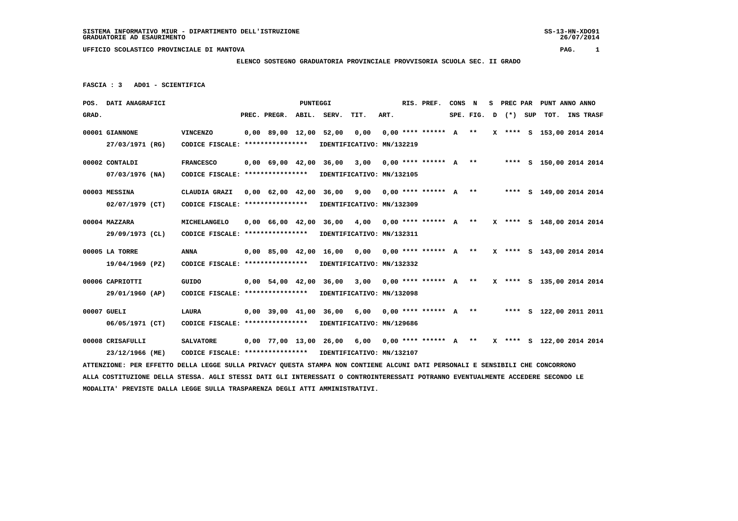SISTEMA INFORMATIVO MIUR - DIPARTIMENTO DELL'ISTRUZIONE
GRADUATORIE AD ESAURIMENTO

UFFICIO SCOLASTICO PROVINCIALE DI MANTOVA

**ELENCO SOSTEGNO GRADUATORIA PROVINCIALE PROVVISORIA SCUOLA SEC. II GRADO**

**FASCIA : 3 AD01 - SCIENTIFICA**

| POS. GRAD. | DATI ANAGRAFICI | | PREC. | PREGR. | ABIL. | SERV. | TIT. | ART. | RIS. PREF. | CONS SPE. | N FIG. | S D | PREC PAR (*) | SUP | PUNT TOT. | ANNO INS | ANNO TRASF |
|---|---|---|---|---|---|---|---|---|---|---|---|---|---|---|---|---|---|
| 00001 | GIANNONE | VINCENZO | 0,00 | 89,00 | 12,00 | 52,00 | 0,00 | 0,00 | **** ****** | A | ** | X | **** | S | 153,00 | 2014 | 2014 |
| | 27/03/1971 (RG) | CODICE FISCALE: **************** | IDENTIFICATIVO: MN/132219 | | | | | | | | | | | | | | |
| 00002 | CONTALDI | FRANCESCO | 0,00 | 69,00 | 42,00 | 36,00 | 3,00 | 0,00 | **** ****** | A | ** | | **** | S | 150,00 | 2014 | 2014 |
| | 07/03/1976 (NA) | CODICE FISCALE: **************** | IDENTIFICATIVO: MN/132105 | | | | | | | | | | | | | | |
| 00003 | MESSINA | CLAUDIA GRAZI | 0,00 | 62,00 | 42,00 | 36,00 | 9,00 | 0,00 | **** ****** | A | ** | | **** | S | 149,00 | 2014 | 2014 |
| | 02/07/1979 (CT) | CODICE FISCALE: **************** | IDENTIFICATIVO: MN/132309 | | | | | | | | | | | | | | |
| 00004 | MAZZARA | MICHELANGELO | 0,00 | 66,00 | 42,00 | 36,00 | 4,00 | 0,00 | **** ****** | A | ** | X | **** | S | 148,00 | 2014 | 2014 |
| | 29/09/1973 (CL) | CODICE FISCALE: **************** | IDENTIFICATIVO: MN/132311 | | | | | | | | | | | | | | |
| 00005 | LA TORRE | ANNA | 0,00 | 85,00 | 42,00 | 16,00 | 0,00 | 0,00 | **** ****** | A | ** | X | **** | S | 143,00 | 2014 | 2014 |
| | 19/04/1969 (PZ) | CODICE FISCALE: **************** | IDENTIFICATIVO: MN/132332 | | | | | | | | | | | | | | |
| 00006 | CAPRIOTTI | GUIDO | 0,00 | 54,00 | 42,00 | 36,00 | 3,00 | 0,00 | **** ****** | A | ** | X | **** | S | 135,00 | 2014 | 2014 |
| | 29/01/1960 (AP) | CODICE FISCALE: **************** | IDENTIFICATIVO: MN/132098 | | | | | | | | | | | | | | |
| 00007 | GUELI | LAURA | 0,00 | 39,00 | 41,00 | 36,00 | 6,00 | 0,00 | **** ****** | A | ** | | **** | S | 122,00 | 2011 | 2011 |
| | 06/05/1971 (CT) | CODICE FISCALE: **************** | IDENTIFICATIVO: MN/129686 | | | | | | | | | | | | | | |
| 00008 | CRISAFULLI | SALVATORE | 0,00 | 77,00 | 13,00 | 26,00 | 6,00 | 0,00 | **** ****** | A | ** | X | **** | S | 122,00 | 2014 | 2014 |
| | 23/12/1966 (ME) | CODICE FISCALE: **************** | IDENTIFICATIVO: MN/132107 | | | | | | | | | | | | | | |

ATTENZIONE: PER EFFETTO DELLA LEGGE SULLA PRIVACY QUESTA STAMPA NON CONTIENE ALCUNI DATI PERSONALI E SENSIBILI CHE CONCORRONO ALLA COSTITUZIONE DELLA STESSA. AGLI STESSI DATI GLI INTERESSATI O CONTROINTERESSATI POTRANNO EVENTUALMENTE ACCEDERE SECONDO LE MODALITA' PREVISTE DALLA LEGGE SULLA TRASPARENZA DEGLI ATTI AMMINISTRATIVI.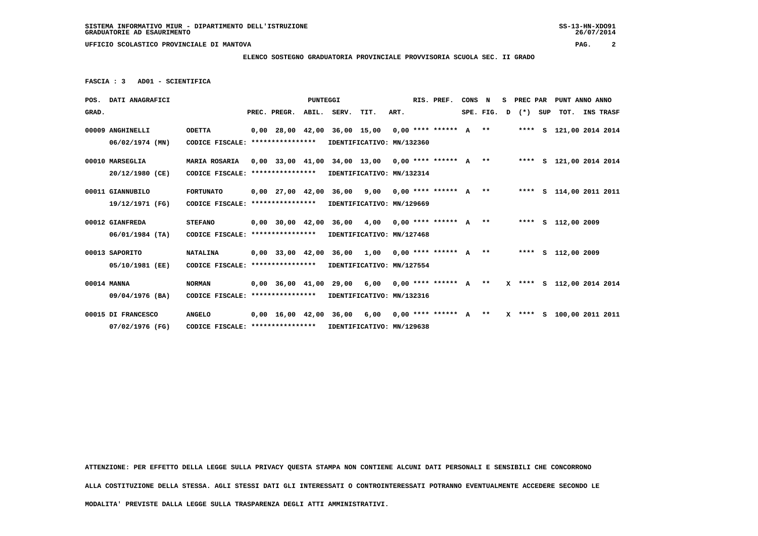SISTEMA INFORMATIVO MIUR - DIPARTIMENTO DELL'ISTRUZIONE
GRADUATORIE AD ESAURIMENTO

UFFICIO SCOLASTICO PROVINCIALE DI MANTOVA

**ELENCO SOSTEGNO GRADUATORIA PROVINCIALE PROVVISORIA SCUOLA SEC. II GRADO**

**FASCIA : 3 AD01 - SCIENTIFICA**

| POS. GRAD. | DATI ANAGRAFICI | | PREC. | PREGR. | ABIL. | SERV. | TIT. | ART. | RIS. PREF. | CONS SPE. | N FIG. | S D | PREC PAR (*) | SUP | PUNT TOT. | ANNO INS | ANNO TRASF |
|---|---|---|---|---|---|---|---|---|---|---|---|---|---|---|---|---|---|
| 00009 | ANGHINELLI 06/02/1974 (MN) | ODETTA CODICE FISCALE: **************** IDENTIFICATIVO: MN/132360 | 0,00 | 28,00 | 42,00 | 36,00 | 15,00 | 0,00 | **** ****** | A | ** | | **** | S | 121,00 | 2014 | 2014 |
| 00010 | MARSEGLIA 20/12/1980 (CE) | MARIA ROSARIA CODICE FISCALE: **************** IDENTIFICATIVO: MN/132314 | 0,00 | 33,00 | 41,00 | 34,00 | 13,00 | 0,00 | **** ****** | A | ** | | **** | S | 121,00 | 2014 | 2014 |
| 00011 | GIANNUBILO 19/12/1971 (FG) | FORTUNATO CODICE FISCALE: **************** IDENTIFICATIVO: MN/129669 | 0,00 | 27,00 | 42,00 | 36,00 | 9,00 | 0,00 | **** ****** | A | ** | | **** | S | 114,00 | 2011 | 2011 |
| 00012 | GIANFREDA 06/01/1984 (TA) | STEFANO CODICE FISCALE: **************** IDENTIFICATIVO: MN/127468 | 0,00 | 30,00 | 42,00 | 36,00 | 4,00 | 0,00 | **** ****** | A | ** | | **** | S | 112,00 | 2009 | |
| 00013 | SAPORITO 05/10/1981 (EE) | NATALINA CODICE FISCALE: **************** IDENTIFICATIVO: MN/127554 | 0,00 | 33,00 | 42,00 | 36,00 | 1,00 | 0,00 | **** ****** | A | ** | | **** | S | 112,00 | 2009 | |
| 00014 | MANNA 09/04/1976 (BA) | NORMAN CODICE FISCALE: **************** IDENTIFICATIVO: MN/132316 | 0,00 | 36,00 | 41,00 | 29,00 | 6,00 | 0,00 | **** ****** | A | ** | X | **** | S | 112,00 | 2014 | 2014 |
| 00015 | DI FRANCESCO 07/02/1976 (FG) | ANGELO CODICE FISCALE: **************** IDENTIFICATIVO: MN/129638 | 0,00 | 16,00 | 42,00 | 36,00 | 6,00 | 0,00 | **** ****** | A | ** | X | **** | S | 100,00 | 2011 | 2011 |

ATTENZIONE: PER EFFETTO DELLA LEGGE SULLA PRIVACY QUESTA STAMPA NON CONTIENE ALCUNI DATI PERSONALI E SENSIBILI CHE CONCORRONO ALLA COSTITUZIONE DELLA STESSA. AGLI STESSI DATI GLI INTERESSATI O CONTROINTERESSATI POTRANNO EVENTUALMENTE ACCEDERE SECONDO LE MODALITA' PREVISTE DALLA LEGGE SULLA TRASPARENZA DEGLI ATTI AMMINISTRATIVI.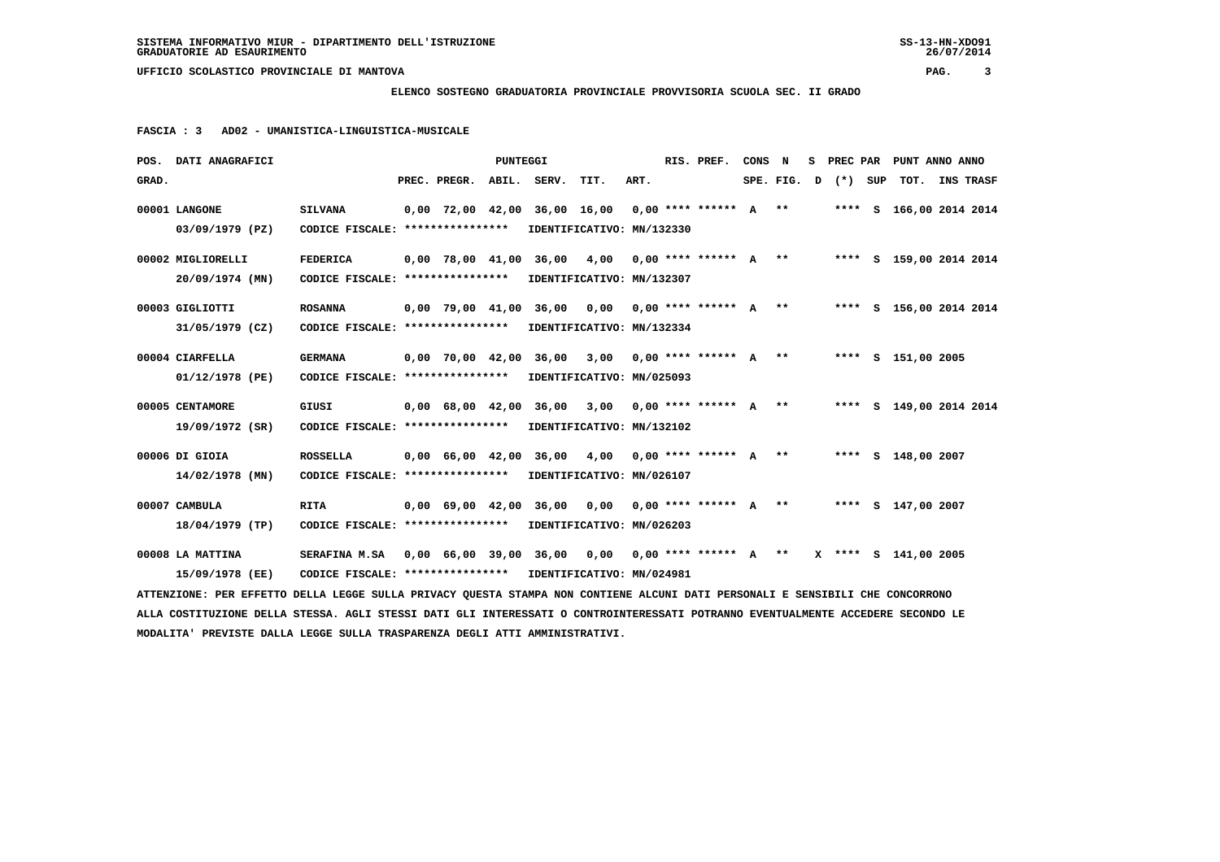SISTEMA INFORMATIVO MIUR - DIPARTIMENTO DELL'ISTRUZIONE
GRADUATORIE AD ESAURIMENTO

UFFICIO SCOLASTICO PROVINCIALE DI MANTOVA

**ELENCO SOSTEGNO GRADUATORIA PROVINCIALE PROVVISORIA SCUOLA SEC. II GRADO**

**FASCIA : 3 AD02 - UMANISTICA-LINGUISTICA-MUSICALE**

| POS. GRAD. | DATI ANAGRAFICI | | PREC. | PREGR. | ABIL. | SERV. | TIT. | ART. | RIS. PREF. | CONS SPE. | N FIG. | S D | PREC PAR (*) | SUP | PUNT TOT. | ANNO INS | ANNO TRASF |
|---|---|---|---|---|---|---|---|---|---|---|---|---|---|---|---|---|---|
| 00001 | LANGONE 03/09/1979 (PZ) | SILVANA CODICE FISCALE: **************** IDENTIFICATIVO: MN/132330 | 0,00 | 72,00 | 42,00 | 36,00 | 16,00 | 0,00 | **** ****** | A | ** | | **** | S | 166,00 | 2014 | 2014 |
| 00002 | MIGLIORELLI 20/09/1974 (MN) | FEDERICA CODICE FISCALE: **************** IDENTIFICATIVO: MN/132307 | 0,00 | 78,00 | 41,00 | 36,00 | 4,00 | 0,00 | **** ****** | A | ** | | **** | S | 159,00 | 2014 | 2014 |
| 00003 | GIGLIOTTI 31/05/1979 (CZ) | ROSANNA CODICE FISCALE: **************** IDENTIFICATIVO: MN/132334 | 0,00 | 79,00 | 41,00 | 36,00 | 0,00 | 0,00 | **** ****** | A | ** | | **** | S | 156,00 | 2014 | 2014 |
| 00004 | CIARFELLA 01/12/1978 (PE) | GERMANA CODICE FISCALE: **************** IDENTIFICATIVO: MN/025093 | 0,00 | 70,00 | 42,00 | 36,00 | 3,00 | 0,00 | **** ****** | A | ** | | **** | S | 151,00 | 2005 | |
| 00005 | CENTAMORE 19/09/1972 (SR) | GIUSI CODICE FISCALE: **************** IDENTIFICATIVO: MN/132102 | 0,00 | 68,00 | 42,00 | 36,00 | 3,00 | 0,00 | **** ****** | A | ** | | **** | S | 149,00 | 2014 | 2014 |
| 00006 | DI GIOIA 14/02/1978 (MN) | ROSSELLA CODICE FISCALE: **************** IDENTIFICATIVO: MN/026107 | 0,00 | 66,00 | 42,00 | 36,00 | 4,00 | 0,00 | **** ****** | A | ** | | **** | S | 148,00 | 2007 | |
| 00007 | CAMBULA 18/04/1979 (TP) | RITA CODICE FISCALE: **************** IDENTIFICATIVO: MN/026203 | 0,00 | 69,00 | 42,00 | 36,00 | 0,00 | 0,00 | **** ****** | A | ** | | **** | S | 147,00 | 2007 | |
| 00008 | LA MATTINA 15/09/1978 (EE) | SERAFINA M.SA CODICE FISCALE: **************** IDENTIFICATIVO: MN/024981 | 0,00 | 66,00 | 39,00 | 36,00 | 0,00 | 0,00 | **** ****** | A | ** | X | **** | S | 141,00 | 2005 | |

ATTENZIONE: PER EFFETTO DELLA LEGGE SULLA PRIVACY QUESTA STAMPA NON CONTIENE ALCUNI DATI PERSONALI E SENSIBILI CHE CONCORRONO ALLA COSTITUZIONE DELLA STESSA. AGLI STESSI DATI GLI INTERESSATI O CONTROINTERESSATI POTRANNO EVENTUALMENTE ACCEDERE SECONDO LE MODALITA' PREVISTE DALLA LEGGE SULLA TRASPARENZA DEGLI ATTI AMMINISTRATIVI.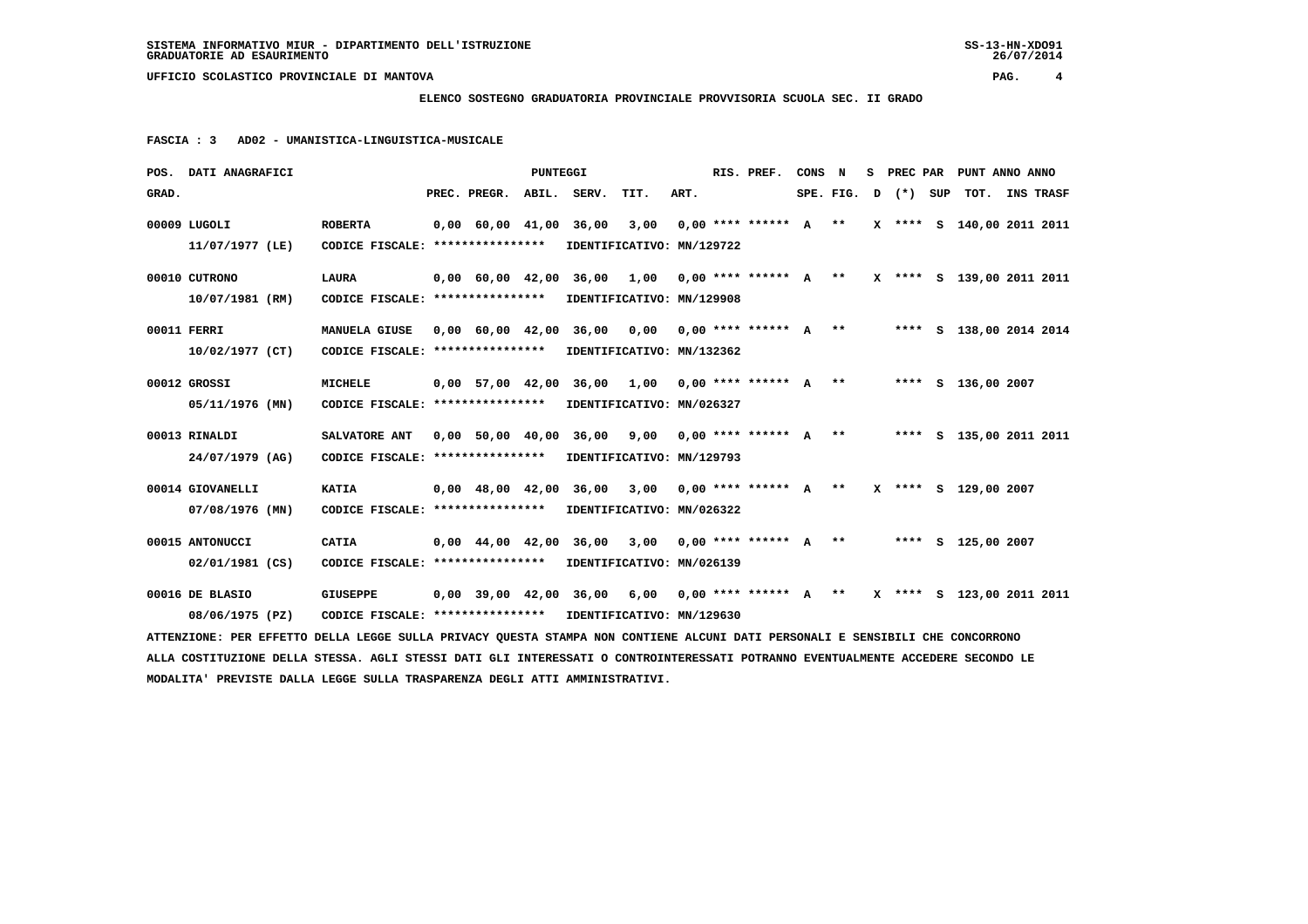**ELENCO SOSTEGNO GRADUATORIA PROVINCIALE PROVVISORIA SCUOLA SEC. II GRADO**

**FASCIA : 3 AD02 - UMANISTICA-LINGUISTICA-MUSICALE**

| POS. GRAD. | DATI ANAGRAFICI | | PREC. | PREGR. | ABIL. | SERV. | TIT. | ART. | RIS. PREF. | CONS SPE. | N FIG. | S D | PREC PAR (*) | SUP | PUNT TOT. | ANNO INS | ANNO TRASF |
|---|---|---|---|---|---|---|---|---|---|---|---|---|---|---|---|---|---|
| 00009 | LUGOLI 11/07/1977 (LE) | ROBERTA CODICE FISCALE: **************** IDENTIFICATIVO: MN/129722 | 0,00 | 60,00 | 41,00 | 36,00 | 3,00 | 0,00 | **** ****** | A | ** | X | **** | S | 140,00 | 2011 | 2011 |
| 00010 | CUTRONO 10/07/1981 (RM) | LAURA CODICE FISCALE: **************** IDENTIFICATIVO: MN/129908 | 0,00 | 60,00 | 42,00 | 36,00 | 1,00 | 0,00 | **** ****** | A | ** | X | **** | S | 139,00 | 2011 | 2011 |
| 00011 | FERRI 10/02/1977 (CT) | MANUELA GIUSE CODICE FISCALE: **************** IDENTIFICATIVO: MN/132362 | 0,00 | 60,00 | 42,00 | 36,00 | 0,00 | 0,00 | **** ****** | A | ** | | **** | S | 138,00 | 2014 | 2014 |
| 00012 | GROSSI 05/11/1976 (MN) | MICHELE CODICE FISCALE: **************** IDENTIFICATIVO: MN/026327 | 0,00 | 57,00 | 42,00 | 36,00 | 1,00 | 0,00 | **** ****** | A | ** | | **** | S | 136,00 | 2007 | |
| 00013 | RINALDI 24/07/1979 (AG) | SALVATORE ANT CODICE FISCALE: **************** IDENTIFICATIVO: MN/129793 | 0,00 | 50,00 | 40,00 | 36,00 | 9,00 | 0,00 | **** ****** | A | ** | | **** | S | 135,00 | 2011 | 2011 |
| 00014 | GIOVANELLI 07/08/1976 (MN) | KATIA CODICE FISCALE: **************** IDENTIFICATIVO: MN/026322 | 0,00 | 48,00 | 42,00 | 36,00 | 3,00 | 0,00 | **** ****** | A | ** | X | **** | S | 129,00 | 2007 | |
| 00015 | ANTONUCCI 02/01/1981 (CS) | CATIA CODICE FISCALE: **************** IDENTIFICATIVO: MN/026139 | 0,00 | 44,00 | 42,00 | 36,00 | 3,00 | 0,00 | **** ****** | A | ** | | **** | S | 125,00 | 2007 | |
| 00016 | DE BLASIO 08/06/1975 (PZ) | GIUSEPPE CODICE FISCALE: **************** IDENTIFICATIVO: MN/129630 | 0,00 | 39,00 | 42,00 | 36,00 | 6,00 | 0,00 | **** ****** | A | ** | X | **** | S | 123,00 | 2011 | 2011 |

ATTENZIONE: PER EFFETTO DELLA LEGGE SULLA PRIVACY QUESTA STAMPA NON CONTIENE ALCUNI DATI PERSONALI E SENSIBILI CHE CONCORRONO ALLA COSTITUZIONE DELLA STESSA. AGLI STESSI DATI GLI INTERESSATI O CONTROINTERESSATI POTRANNO EVENTUALMENTE ACCEDERE SECONDO LE MODALITA' PREVISTE DALLA LEGGE SULLA TRASPARENZA DEGLI ATTI AMMINISTRATIVI.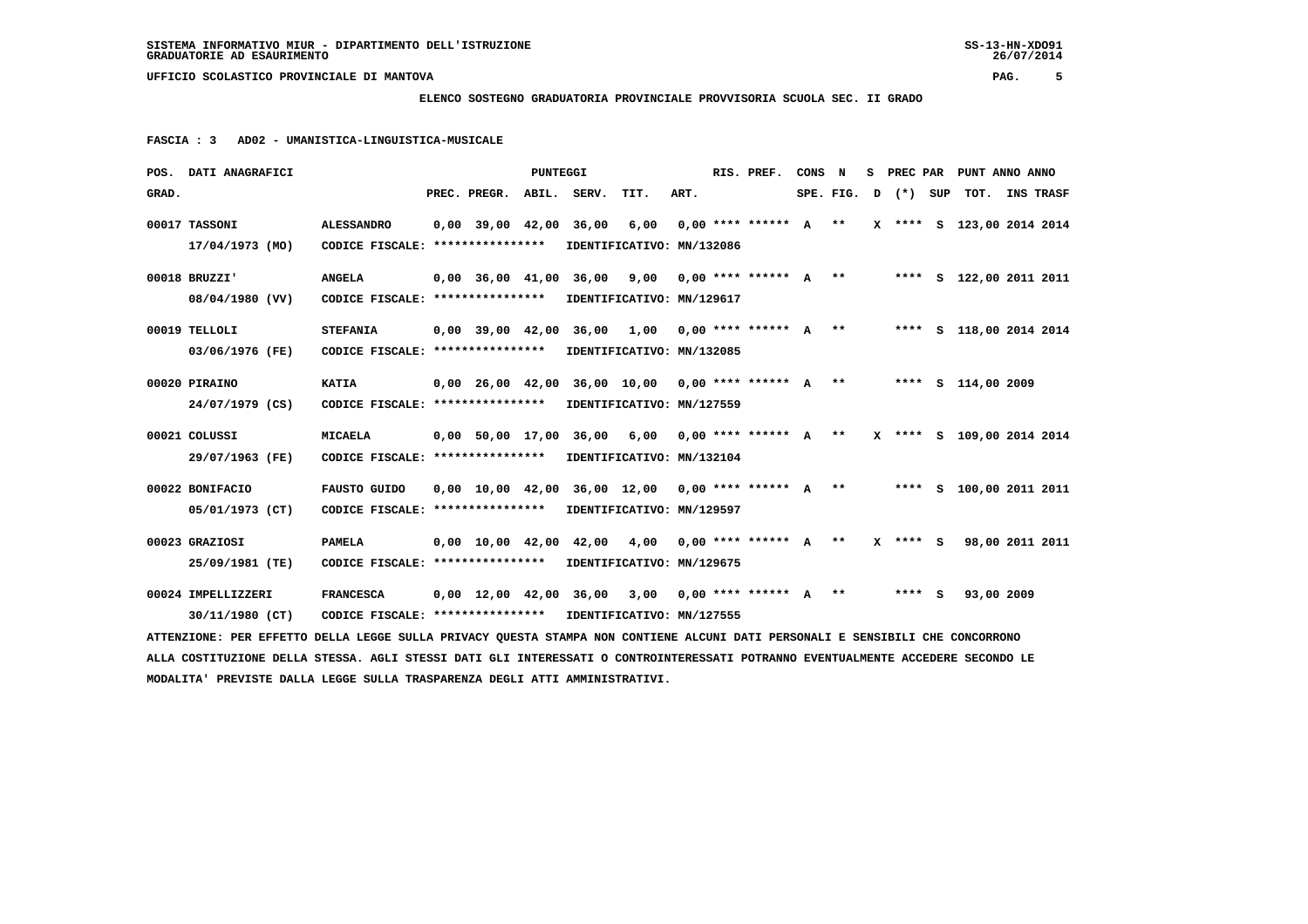ELENCO SOSTEGNO GRADUATORIA PROVINCIALE PROVVISORIA SCUOLA SEC. II GRADO

FASCIA : 3 AD02 - UMANISTICA-LINGUISTICA-MUSICALE

| POS. GRAD. | DATI ANAGRAFICI | | PREC. | PREGR. | ABIL. | SERV. | TIT. | ART. | RIS. PREF. | CONS SPE. | N FIG. | S D | PREC PAR (*) | SUP | PUNT TOT. | ANNO INS | ANNO TRASF |
|---|---|---|---|---|---|---|---|---|---|---|---|---|---|---|---|---|---|
| 00017 | TASSONI 17/04/1973 (MO) | ALESSANDRO CODICE FISCALE: **************** IDENTIFICATIVO: MN/132086 | 0,00 | 39,00 | 42,00 | 36,00 | 6,00 | 0,00 | **** ****** | A | ** | X | **** | S | 123,00 | 2014 | 2014 |
| 00018 | BRUZZI' 08/04/1980 (VV) | ANGELA CODICE FISCALE: **************** IDENTIFICATIVO: MN/129617 | 0,00 | 36,00 | 41,00 | 36,00 | 9,00 | 0,00 | **** ****** | A | ** | | **** | S | 122,00 | 2011 | 2011 |
| 00019 | TELLOLI 03/06/1976 (FE) | STEFANIA CODICE FISCALE: **************** IDENTIFICATIVO: MN/132085 | 0,00 | 39,00 | 42,00 | 36,00 | 1,00 | 0,00 | **** ****** | A | ** | | **** | S | 118,00 | 2014 | 2014 |
| 00020 | PIRAINO 24/07/1979 (CS) | KATIA CODICE FISCALE: **************** IDENTIFICATIVO: MN/127559 | 0,00 | 26,00 | 42,00 | 36,00 | 10,00 | 0,00 | **** ****** | A | ** | | **** | S | 114,00 | 2009 | |
| 00021 | COLUSSI 29/07/1963 (FE) | MICAELA CODICE FISCALE: **************** IDENTIFICATIVO: MN/132104 | 0,00 | 50,00 | 17,00 | 36,00 | 6,00 | 0,00 | **** ****** | A | ** | X | **** | S | 109,00 | 2014 | 2014 |
| 00022 | BONIFACIO 05/01/1973 (CT) | FAUSTO GUIDO CODICE FISCALE: **************** IDENTIFICATIVO: MN/129597 | 0,00 | 10,00 | 42,00 | 36,00 | 12,00 | 0,00 | **** ****** | A | ** | | **** | S | 100,00 | 2011 | 2011 |
| 00023 | GRAZIOSI 25/09/1981 (TE) | PAMELA CODICE FISCALE: **************** IDENTIFICATIVO: MN/129675 | 0,00 | 10,00 | 42,00 | 42,00 | 4,00 | 0,00 | **** ****** | A | ** | X | **** | S | 98,00 | 2011 | 2011 |
| 00024 | IMPELLIZZERI 30/11/1980 (CT) | FRANCESCA CODICE FISCALE: **************** IDENTIFICATIVO: MN/127555 | 0,00 | 12,00 | 42,00 | 36,00 | 3,00 | 0,00 | **** ****** | A | ** | | **** | S | 93,00 | 2009 | |

ATTENZIONE: PER EFFETTO DELLA LEGGE SULLA PRIVACY QUESTA STAMPA NON CONTIENE ALCUNI DATI PERSONALI E SENSIBILI CHE CONCORRONO ALLA COSTITUZIONE DELLA STESSA. AGLI STESSI DATI GLI INTERESSATI O CONTROINTERESSATI POTRANNO EVENTUALMENTE ACCEDERE SECONDO LE MODALITA' PREVISTE DALLA LEGGE SULLA TRASPARENZA DEGLI ATTI AMMINISTRATIVI.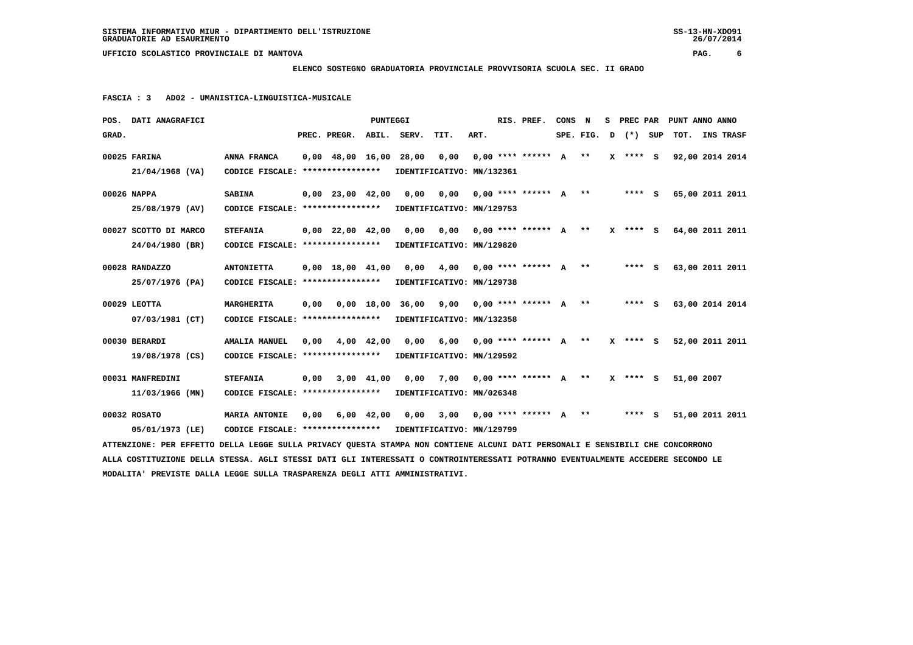SISTEMA INFORMATIVO MIUR - DIPARTIMENTO DELL'ISTRUZIONE
GRADUATORIE AD ESAURIMENTO

UFFICIO SCOLASTICO PROVINCIALE DI MANTOVA

**ELENCO SOSTEGNO GRADUATORIA PROVINCIALE PROVVISORIA SCUOLA SEC. II GRADO**

**FASCIA : 3 AD02 - UMANISTICA-LINGUISTICA-MUSICALE**

| POS. GRAD. | DATI ANAGRAFICI | | PREC. | PREGR. | ABIL. | SERV. | TIT. | ART. | RIS. PREF. | CONS SPE. | N FIG. | S D | PREC PAR (*) | SUP | PUNT TOT. | ANNO INS | ANNO TRASF |
|---|---|---|---|---|---|---|---|---|---|---|---|---|---|---|---|---|---|
| 00025 | FARINA 21/04/1968 (VA) | ANNA FRANCA CODICE FISCALE: **************** IDENTIFICATIVO: MN/132361 | 0,00 | 48,00 | 16,00 | 28,00 | 0,00 | 0,00 | **** ****** | A | ** | X | **** | S | 92,00 | 2014 | 2014 |
| 00026 | NAPPA 25/08/1979 (AV) | SABINA CODICE FISCALE: **************** IDENTIFICATIVO: MN/129753 | 0,00 | 23,00 | 42,00 | 0,00 | 0,00 | 0,00 | **** ****** | A | ** | | **** | S | 65,00 | 2011 | 2011 |
| 00027 | SCOTTO DI MARCO 24/04/1980 (BR) | STEFANIA CODICE FISCALE: **************** IDENTIFICATIVO: MN/129820 | 0,00 | 22,00 | 42,00 | 0,00 | 0,00 | 0,00 | **** ****** | A | ** | X | **** | S | 64,00 | 2011 | 2011 |
| 00028 | RANDAZZO 25/07/1976 (PA) | ANTONIETTA CODICE FISCALE: **************** IDENTIFICATIVO: MN/129738 | 0,00 | 18,00 | 41,00 | 0,00 | 4,00 | 0,00 | **** ****** | A | ** | | **** | S | 63,00 | 2011 | 2011 |
| 00029 | LEOTTA 07/03/1981 (CT) | MARGHERITA CODICE FISCALE: **************** IDENTIFICATIVO: MN/132358 | 0,00 | 0,00 | 18,00 | 36,00 | 9,00 | 0,00 | **** ****** | A | ** | | **** | S | 63,00 | 2014 | 2014 |
| 00030 | BERARDI 19/08/1978 (CS) | AMALIA MANUEL CODICE FISCALE: **************** IDENTIFICATIVO: MN/129592 | 0,00 | 4,00 | 42,00 | 0,00 | 6,00 | 0,00 | **** ****** | A | ** | X | **** | S | 52,00 | 2011 | 2011 |
| 00031 | MANFREDINI 11/03/1966 (MN) | STEFANIA CODICE FISCALE: **************** IDENTIFICATIVO: MN/026348 | 0,00 | 3,00 | 41,00 | 0,00 | 7,00 | 0,00 | **** ****** | A | ** | X | **** | S | 51,00 | 2007 | |
| 00032 | ROSATO 05/01/1973 (LE) | MARIA ANTONIE CODICE FISCALE: **************** IDENTIFICATIVO: MN/129799 | 0,00 | 6,00 | 42,00 | 0,00 | 3,00 | 0,00 | **** ****** | A | ** | | **** | S | 51,00 | 2011 | 2011 |

ATTENZIONE: PER EFFETTO DELLA LEGGE SULLA PRIVACY QUESTA STAMPA NON CONTIENE ALCUNI DATI PERSONALI E SENSIBILI CHE CONCORRONO ALLA COSTITUZIONE DELLA STESSA. AGLI STESSI DATI GLI INTERESSATI O CONTROINTERESSATI POTRANNO EVENTUALMENTE ACCEDERE SECONDO LE MODALITA' PREVISTE DALLA LEGGE SULLA TRASPARENZA DEGLI ATTI AMMINISTRATIVI.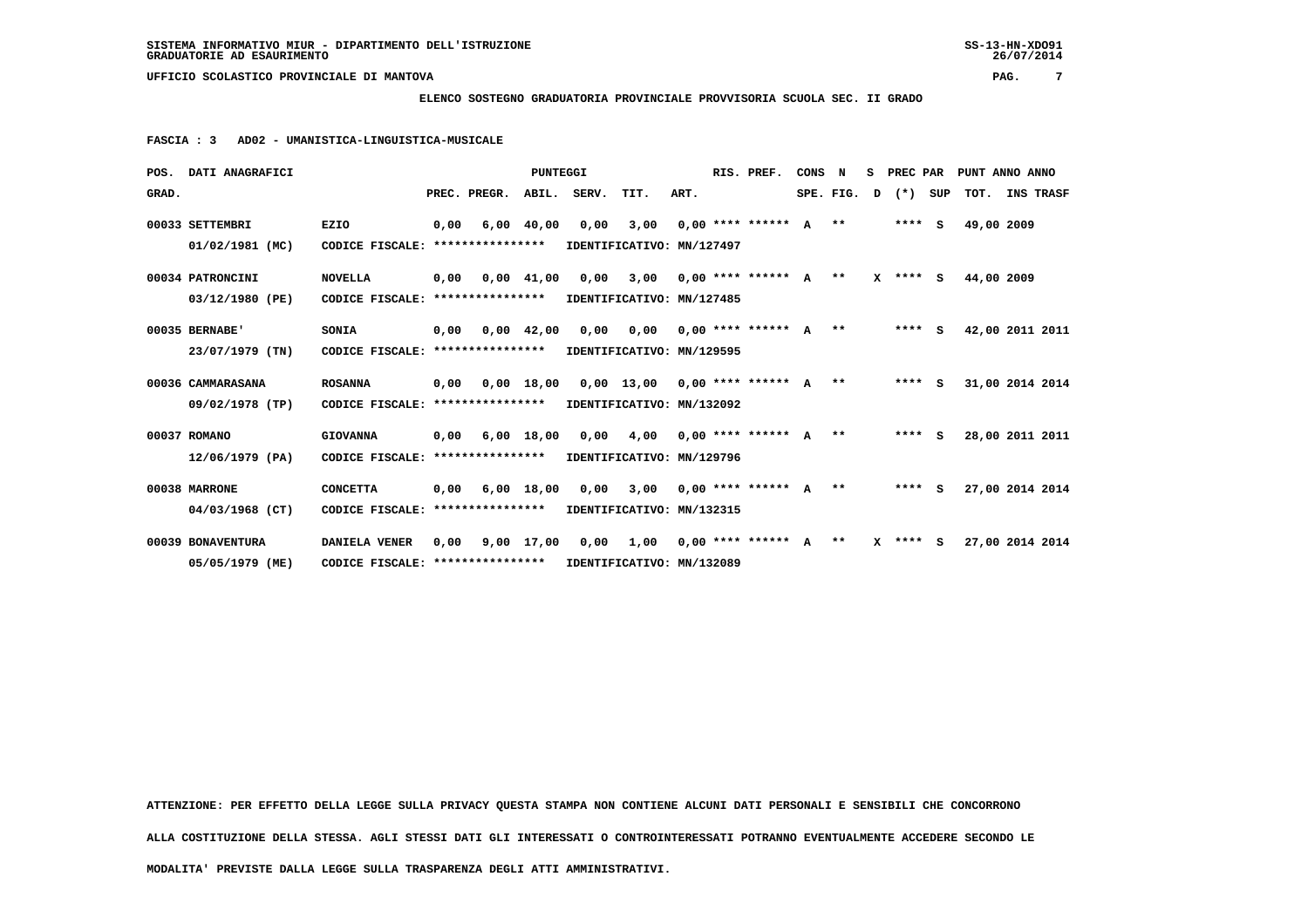SISTEMA INFORMATIVO MIUR - DIPARTIMENTO DELL'ISTRUZIONE
GRADUATORIE AD ESAURIMENTO

UFFICIO SCOLASTICO PROVINCIALE DI MANTOVA

**ELENCO SOSTEGNO GRADUATORIA PROVINCIALE PROVVISORIA SCUOLA SEC. II GRADO**

**FASCIA : 3 AD02 - UMANISTICA-LINGUISTICA-MUSICALE**

| POS. GRAD. | DATI ANAGRAFICI | | PREC. | PREGR. | ABIL. | SERV. | TIT. | ART. | RIS. PREF. | CONS SPE. | N FIG. | S D | PREC PAR (*) | SUP | PUNT TOT. | ANNO INS | ANNO TRASF |
|---|---|---|---|---|---|---|---|---|---|---|---|---|---|---|---|---|---|
| 00033 | SETTEMBRI 01/02/1981 (MC) | EZIO CODICE FISCALE: **************** | 0,00 | 6,00 | 40,00 | 0,00 | 3,00 | 0,00 | **** ****** | A | ** | | **** | S | 49,00 | 2009 | |
| | | IDENTIFICATIVO: MN/127497 | | | | | | | | | | | | | | | |
| 00034 | PATRONCINI 03/12/1980 (PE) | NOVELLA CODICE FISCALE: **************** | 0,00 | 0,00 | 41,00 | 0,00 | 3,00 | 0,00 | **** ****** | A | ** | X | **** | S | 44,00 | 2009 | |
| | | IDENTIFICATIVO: MN/127485 | | | | | | | | | | | | | | | |
| 00035 | BERNABE' 23/07/1979 (TN) | SONIA CODICE FISCALE: **************** | 0,00 | 0,00 | 42,00 | 0,00 | 0,00 | 0,00 | **** ****** | A | ** | | **** | S | 42,00 | 2011 | 2011 |
| | | IDENTIFICATIVO: MN/129595 | | | | | | | | | | | | | | | |
| 00036 | CAMMARASANA 09/02/1978 (TP) | ROSANNA CODICE FISCALE: **************** | 0,00 | 0,00 | 18,00 | 0,00 | 13,00 | 0,00 | **** ****** | A | ** | | **** | S | 31,00 | 2014 | 2014 |
| | | IDENTIFICATIVO: MN/132092 | | | | | | | | | | | | | | | |
| 00037 | ROMANO 12/06/1979 (PA) | GIOVANNA CODICE FISCALE: **************** | 0,00 | 6,00 | 18,00 | 0,00 | 4,00 | 0,00 | **** ****** | A | ** | | **** | S | 28,00 | 2011 | 2011 |
| | | IDENTIFICATIVO: MN/129796 | | | | | | | | | | | | | | | |
| 00038 | MARRONE 04/03/1968 (CT) | CONCETTA CODICE FISCALE: **************** | 0,00 | 6,00 | 18,00 | 0,00 | 3,00 | 0,00 | **** ****** | A | ** | | **** | S | 27,00 | 2014 | 2014 |
| | | IDENTIFICATIVO: MN/132315 | | | | | | | | | | | | | | | |
| 00039 | BONAVENTURA 05/05/1979 (ME) | DANIELA VENER CODICE FISCALE: **************** | 0,00 | 9,00 | 17,00 | 0,00 | 1,00 | 0,00 | **** ****** | A | ** | X | **** | S | 27,00 | 2014 | 2014 |
| | | IDENTIFICATIVO: MN/132089 | | | | | | | | | | | | | | | |

**ATTENZIONE: PER EFFETTO DELLA LEGGE SULLA PRIVACY QUESTA STAMPA NON CONTIENE ALCUNI DATI PERSONALI E SENSIBILI CHE CONCORRONO ALLA COSTITUZIONE DELLA STESSA. AGLI STESSI DATI GLI INTERESSATI O CONTROINTERESSATI POTRANNO EVENTUALMENTE ACCEDERE SECONDO LE MODALITA' PREVISTE DALLA LEGGE SULLA TRASPARENZA DEGLI ATTI AMMINISTRATIVI.**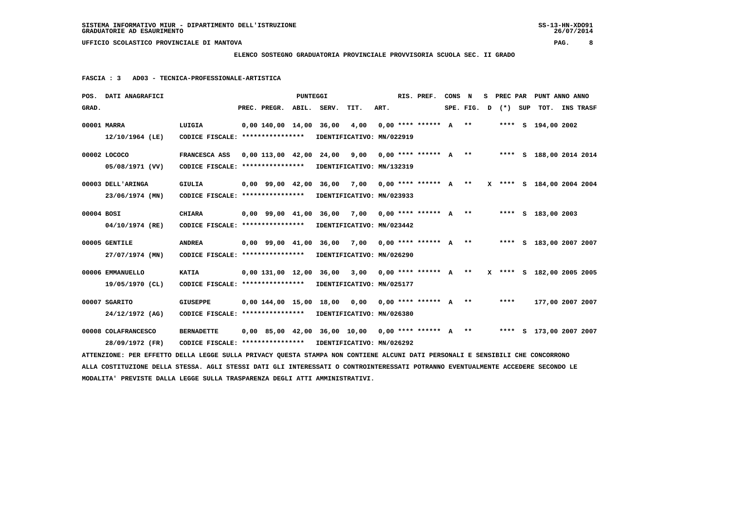**UFFICIO SCOLASTICO PROVINCIALE DI MANTOVA**

**ELENCO SOSTEGNO GRADUATORIA PROVINCIALE PROVVISORIA SCUOLA SEC. II GRADO**

**FASCIA : 3 AD03 - TECNICA-PROFESSIONALE-ARTISTICA**

| POS. GRAD. | DATI ANAGRAFICI | | PREC. | PREGR. | ABIL. | SERV. | TIT. | ART. | RIS. PREF. | CONS SPE. | N FIG. | S D | PREC PAR (*) | SUP | PUNT TOT. | ANNO INS | ANNO TRASF |
|---|---|---|---|---|---|---|---|---|---|---|---|---|---|---|---|---|---|
| 00001 | MARRA 12/10/1964 (LE) | LUIGIA CODICE FISCALE: **************** IDENTIFICATIVO: MN/022919 | 0,00 | 140,00 | 14,00 | 36,00 | 4,00 | 0,00 | **** ****** | A | ** | | **** | S | 194,00 | 2002 | |
| 00002 | LOCOCO 05/08/1971 (VV) | FRANCESCA ASS CODICE FISCALE: **************** IDENTIFICATIVO: MN/132319 | 0,00 | 113,00 | 42,00 | 24,00 | 9,00 | 0,00 | **** ****** | A | ** | | **** | S | 188,00 | 2014 | 2014 |
| 00003 | DELL'ARINGA 23/06/1974 (MN) | GIULIA CODICE FISCALE: **************** IDENTIFICATIVO: MN/023933 | 0,00 | 99,00 | 42,00 | 36,00 | 7,00 | 0,00 | **** ****** | A | ** | X | **** | S | 184,00 | 2004 | 2004 |
| 00004 | BOSI 04/10/1974 (RE) | CHIARA CODICE FISCALE: **************** IDENTIFICATIVO: MN/023442 | 0,00 | 99,00 | 41,00 | 36,00 | 7,00 | 0,00 | **** ****** | A | ** | | **** | S | 183,00 | 2003 | |
| 00005 | GENTILE 27/07/1974 (MN) | ANDREA CODICE FISCALE: **************** IDENTIFICATIVO: MN/026290 | 0,00 | 99,00 | 41,00 | 36,00 | 7,00 | 0,00 | **** ****** | A | ** | | **** | S | 183,00 | 2007 | 2007 |
| 00006 | EMMANUELLO 19/05/1970 (CL) | KATIA CODICE FISCALE: **************** IDENTIFICATIVO: MN/025177 | 0,00 | 131,00 | 12,00 | 36,00 | 3,00 | 0,00 | **** ****** | A | ** | X | **** | S | 182,00 | 2005 | 2005 |
| 00007 | SGARITO 24/12/1972 (AG) | GIUSEPPE CODICE FISCALE: **************** IDENTIFICATIVO: MN/026380 | 0,00 | 144,00 | 15,00 | 18,00 | 0,00 | 0,00 | **** ****** | A | ** | | **** | | 177,00 | 2007 | 2007 |
| 00008 | COLAFRANCESCO 28/09/1972 (FR) | BERNADETTE CODICE FISCALE: **************** IDENTIFICATIVO: MN/026292 | 0,00 | 85,00 | 42,00 | 36,00 | 10,00 | 0,00 | **** ****** | A | ** | | **** | S | 173,00 | 2007 | 2007 |

ATTENZIONE: PER EFFETTO DELLA LEGGE SULLA PRIVACY QUESTA STAMPA NON CONTIENE ALCUNI DATI PERSONALI E SENSIBILI CHE CONCORRONO ALLA COSTITUZIONE DELLA STESSA. AGLI STESSI DATI GLI INTERESSATI O CONTROINTERESSATI POTRANNO EVENTUALMENTE ACCEDERE SECONDO LE MODALITA' PREVISTE DALLA LEGGE SULLA TRASPARENZA DEGLI ATTI AMMINISTRATIVI.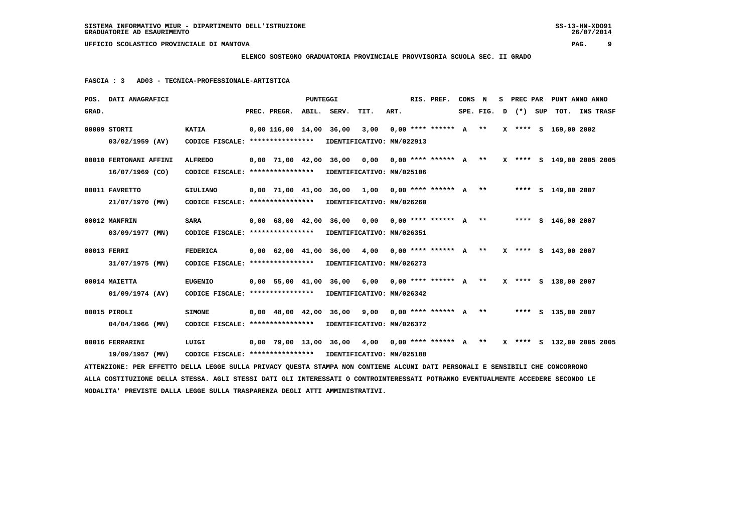SISTEMA INFORMATIVO MIUR - DIPARTIMENTO DELL'ISTRUZIONE
GRADUATORIE AD ESAURIMENTO

UFFICIO SCOLASTICO PROVINCIALE DI MANTOVA

**ELENCO SOSTEGNO GRADUATORIA PROVINCIALE PROVVISORIA SCUOLA SEC. II GRADO**

**FASCIA : 3 AD03 - TECNICA-PROFESSIONALE-ARTISTICA**

| POS. GRAD. | DATI ANAGRAFICI | | PREC. | PREGR. | ABIL. | SERV. | TIT. | ART. | RIS. PREF. | CONS SPE. | N FIG. | S D | PREC PAR (*) | SUP | PUNT TOT. | ANNO | ANNO INS TRASF |
|---|---|---|---|---|---|---|---|---|---|---|---|---|---|---|---|---|---|
| 00009 | STORTI 03/02/1959 (AV) | KATIA CODICE FISCALE: **************** IDENTIFICATIVO: MN/022913 | 0,00 | 116,00 | 14,00 | 36,00 | 3,00 | 0,00 | **** ****** | A | ** | X | **** | S | 169,00 | 2002 | |
| 00010 | FERTONANI AFFINI 16/07/1969 (CO) | ALFREDO CODICE FISCALE: **************** IDENTIFICATIVO: MN/025106 | 0,00 | 71,00 | 42,00 | 36,00 | 0,00 | 0,00 | **** ****** | A | ** | X | **** | S | 149,00 | 2005 | 2005 |
| 00011 | FAVRETTO 21/07/1970 (MN) | GIULIANO CODICE FISCALE: **************** IDENTIFICATIVO: MN/026260 | 0,00 | 71,00 | 41,00 | 36,00 | 1,00 | 0,00 | **** ****** | A | ** | | **** | S | 149,00 | 2007 | |
| 00012 | MANFRIN 03/09/1977 (MN) | SARA CODICE FISCALE: **************** IDENTIFICATIVO: MN/026351 | 0,00 | 68,00 | 42,00 | 36,00 | 0,00 | 0,00 | **** ****** | A | ** | | **** | S | 146,00 | 2007 | |
| 00013 | FERRI 31/07/1975 (MN) | FEDERICA CODICE FISCALE: **************** IDENTIFICATIVO: MN/026273 | 0,00 | 62,00 | 41,00 | 36,00 | 4,00 | 0,00 | **** ****** | A | ** | X | **** | S | 143,00 | 2007 | |
| 00014 | MAIETTA 01/09/1974 (AV) | EUGENIO CODICE FISCALE: **************** IDENTIFICATIVO: MN/026342 | 0,00 | 55,00 | 41,00 | 36,00 | 6,00 | 0,00 | **** ****** | A | ** | X | **** | S | 138,00 | 2007 | |
| 00015 | PIROLI 04/04/1966 (MN) | SIMONE CODICE FISCALE: **************** IDENTIFICATIVO: MN/026372 | 0,00 | 48,00 | 42,00 | 36,00 | 9,00 | 0,00 | **** ****** | A | ** | | **** | S | 135,00 | 2007 | |
| 00016 | FERRARINI 19/09/1957 (MN) | LUIGI CODICE FISCALE: **************** IDENTIFICATIVO: MN/025188 | 0,00 | 79,00 | 13,00 | 36,00 | 4,00 | 0,00 | **** ****** | A | ** | X | **** | S | 132,00 | 2005 | 2005 |

ATTENZIONE: PER EFFETTO DELLA LEGGE SULLA PRIVACY QUESTA STAMPA NON CONTIENE ALCUNI DATI PERSONALI E SENSIBILI CHE CONCORRONO ALLA COSTITUZIONE DELLA STESSA. AGLI STESSI DATI GLI INTERESSATI O CONTROINTERESSATI POTRANNO EVENTUALMENTE ACCEDERE SECONDO LE MODALITA' PREVISTE DALLA LEGGE SULLA TRASPARENZA DEGLI ATTI AMMINISTRATIVI.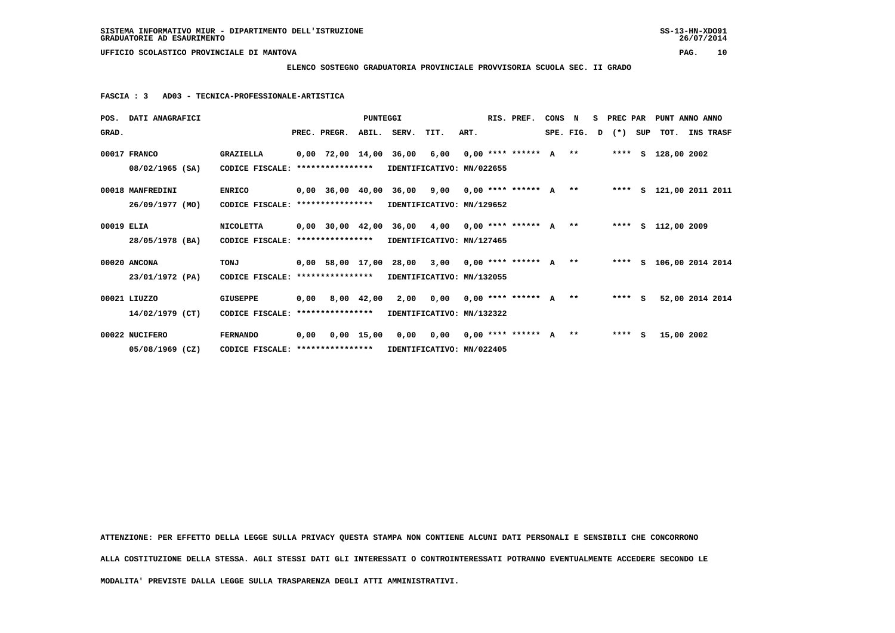SISTEMA INFORMATIVO MIUR - DIPARTIMENTO DELL'ISTRUZIONE
GRADUATORIE AD ESAURIMENTO

UFFICIO SCOLASTICO PROVINCIALE DI MANTOVA

**ELENCO SOSTEGNO GRADUATORIA PROVINCIALE PROVVISORIA SCUOLA SEC. II GRADO**

**FASCIA : 3 AD03 - TECNICA-PROFESSIONALE-ARTISTICA**

| POS. GRAD. | DATI ANAGRAFICI | | PREC. | PREGR. | ABIL. | SERV. | TIT. | ART. | RIS. PREF. | CONS SPE. | N FIG. | S D | PREC PAR (*) | SUP | PUNT TOT. | ANNO INS | ANNO TRASF |
|---|---|---|---|---|---|---|---|---|---|---|---|---|---|---|---|---|---|
| 00017 | FRANCO 08/02/1965 (SA) | GRAZIELLA CODICE FISCALE: **************** IDENTIFICATIVO: MN/022655 | 0,00 | 72,00 | 14,00 | 36,00 | 6,00 | 0,00 | **** ****** | A | ** | | **** | S | 128,00 | 2002 | |
| 00018 | MANFREDINI 26/09/1977 (MO) | ENRICO CODICE FISCALE: **************** IDENTIFICATIVO: MN/129652 | 0,00 | 36,00 | 40,00 | 36,00 | 9,00 | 0,00 | **** ****** | A | ** | | **** | S | 121,00 | 2011 | 2011 |
| 00019 | ELIA 28/05/1978 (BA) | NICOLETTA CODICE FISCALE: **************** IDENTIFICATIVO: MN/127465 | 0,00 | 30,00 | 42,00 | 36,00 | 4,00 | 0,00 | **** ****** | A | ** | | **** | S | 112,00 | 2009 | |
| 00020 | ANCONA 23/01/1972 (PA) | TONJ CODICE FISCALE: **************** IDENTIFICATIVO: MN/132055 | 0,00 | 58,00 | 17,00 | 28,00 | 3,00 | 0,00 | **** ****** | A | ** | | **** | S | 106,00 | 2014 | 2014 |
| 00021 | LIUZZO 14/02/1979 (CT) | GIUSEPPE CODICE FISCALE: **************** IDENTIFICATIVO: MN/132322 | 0,00 | 8,00 | 42,00 | 2,00 | 0,00 | 0,00 | **** ****** | A | ** | | **** | S | 52,00 | 2014 | 2014 |
| 00022 | NUCIFERO 05/08/1969 (CZ) | FERNANDO CODICE FISCALE: **************** IDENTIFICATIVO: MN/022405 | 0,00 | 0,00 | 15,00 | 0,00 | 0,00 | 0,00 | **** ****** | A | ** | | **** | S | 15,00 | 2002 | |

ATTENZIONE: PER EFFETTO DELLA LEGGE SULLA PRIVACY QUESTA STAMPA NON CONTIENE ALCUNI DATI PERSONALI E SENSIBILI CHE CONCORRONO ALLA COSTITUZIONE DELLA STESSA. AGLI STESSI DATI GLI INTERESSATI O CONTROINTERESSATI POTRANNO EVENTUALMENTE ACCEDERE SECONDO LE MODALITA' PREVISTE DALLA LEGGE SULLA TRASPARENZA DEGLI ATTI AMMINISTRATIVI.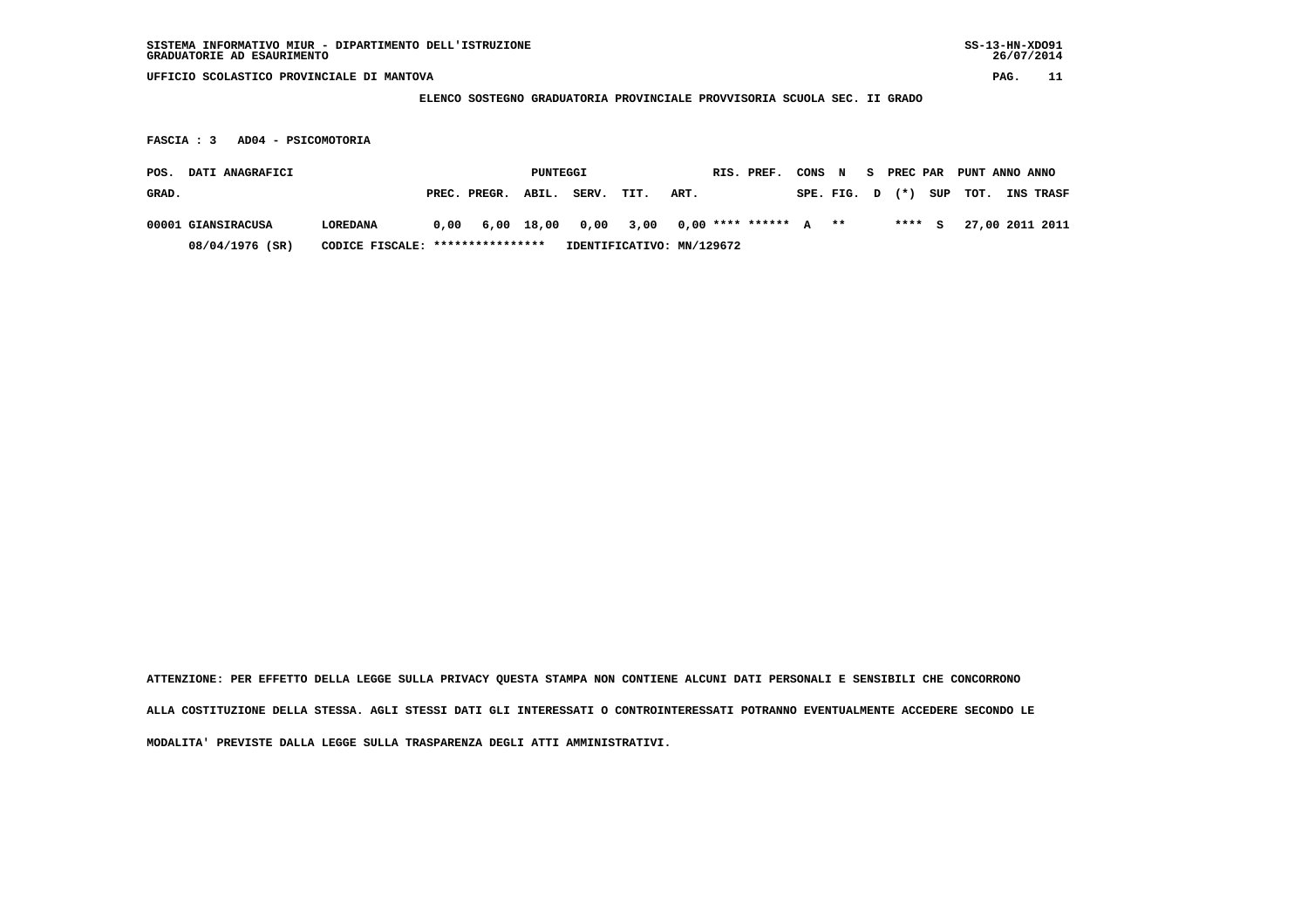SISTEMA INFORMATIVO MIUR - DIPARTIMENTO DELL'ISTRUZIONE
GRADUATORIE AD ESAURIMENTO

SS-13-HN-XDO91
26/07/2014

UFFICIO SCOLASTICO PROVINCIALE DI MANTOVA

**ELENCO SOSTEGNO GRADUATORIA PROVINCIALE PROVVISORIA SCUOLA SEC. II GRADO**

**FASCIA : 3 AD04 - PSICOMOTORIA**

| POS. GRAD. | DATI ANAGRAFICI | | PUNTEGGI PREC. | PREGR. | ABIL. | SERV. | TIT. | ART. | RIS. | PREF. | CONS SPE. | N FIG. | S D | PREC (*) | PAR SUP | PUNT TOT. | ANNO INS | ANNO TRASF |
|---|---|---|---|---|---|---|---|---|---|---|---|---|---|---|---|---|---|---|
| 00001 | GIANSIRACUSA | LOREDANA | 0,00 | 6,00 | 18,00 | 0,00 | 3,00 | 0,00 | **** | ****** | A | ** | | **** | S | 27,00 | 2011 | 2011 |
| | 08/04/1976 (SR) | CODICE FISCALE: **************** | IDENTIFICATIVO: MN/129672 | | | | | | | | | | | | | | | |

ATTENZIONE: PER EFFETTO DELLA LEGGE SULLA PRIVACY QUESTA STAMPA NON CONTIENE ALCUNI DATI PERSONALI E SENSIBILI CHE CONCORRONO ALLA COSTITUZIONE DELLA STESSA. AGLI STESSI DATI GLI INTERESSATI O CONTROINTERESSATI POTRANNO EVENTUALMENTE ACCEDERE SECONDO LE MODALITA' PREVISTE DALLA LEGGE SULLA TRASPARENZA DEGLI ATTI AMMINISTRATIVI.